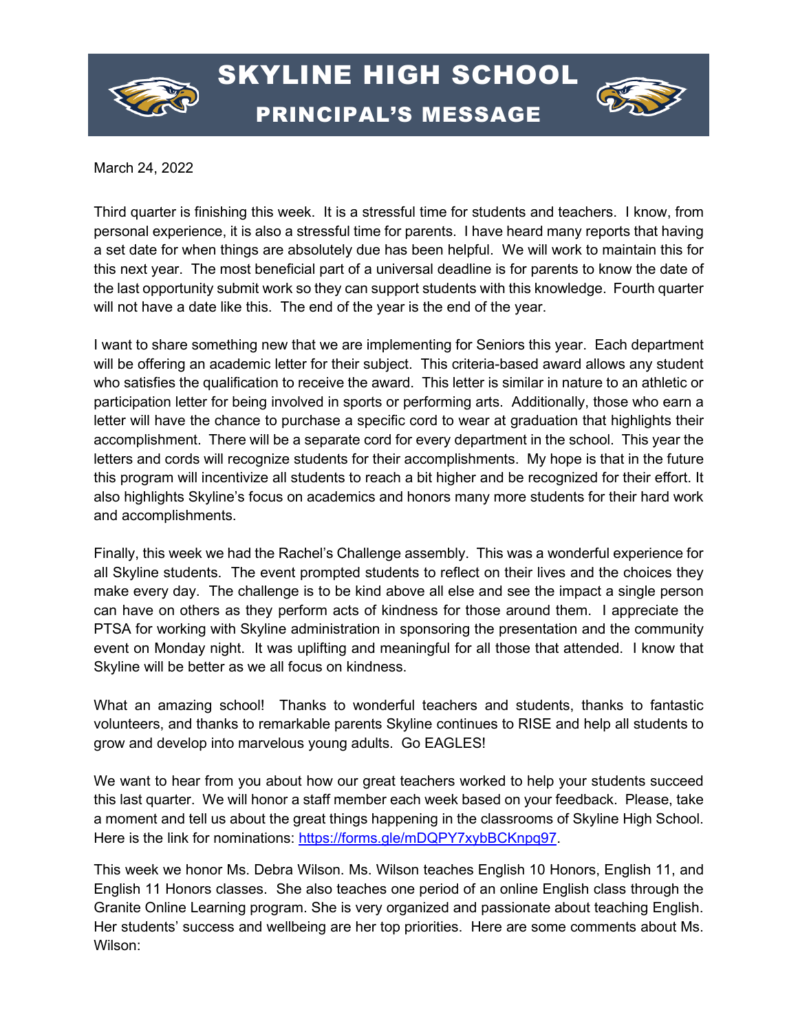# SKYLINE HIGH SCHOOL

## PRINCIPAL'S MESSAGE

March 24, 2022

Third quarter is finishing this week. It is a stressful time for students and teachers. I know, from personal experience, it is also a stressful time for parents. I have heard many reports that having a set date for when things are absolutely due has been helpful. We will work to maintain this for this next year. The most beneficial part of a universal deadline is for parents to know the date of the last opportunity submit work so they can support students with this knowledge. Fourth quarter will not have a date like this. The end of the year is the end of the year.

I want to share something new that we are implementing for Seniors this year. Each department will be offering an academic letter for their subject. This criteria-based award allows any student who satisfies the qualification to receive the award. This letter is similar in nature to an athletic or participation letter for being involved in sports or performing arts. Additionally, those who earn a letter will have the chance to purchase a specific cord to wear at graduation that highlights their accomplishment. There will be a separate cord for every department in the school. This year the letters and cords will recognize students for their accomplishments. My hope is that in the future this program will incentivize all students to reach a bit higher and be recognized for their effort. It also highlights Skyline's focus on academics and honors many more students for their hard work and accomplishments.

Finally, this week we had the Rachel's Challenge assembly. This was a wonderful experience for all Skyline students. The event prompted students to reflect on their lives and the choices they make every day. The challenge is to be kind above all else and see the impact a single person can have on others as they perform acts of kindness for those around them. I appreciate the PTSA for working with Skyline administration in sponsoring the presentation and the community event on Monday night. It was uplifting and meaningful for all those that attended. I know that Skyline will be better as we all focus on kindness.

What an amazing school! Thanks to wonderful teachers and students, thanks to fantastic volunteers, and thanks to remarkable parents Skyline continues to RISE and help all students to grow and develop into marvelous young adults. Go EAGLES!

We want to hear from you about how our great teachers worked to help your students succeed this last quarter. We will honor a staff member each week based on your feedback. Please, take a moment and tell us about the great things happening in the classrooms of Skyline High School. Here is the link for nominations: https://forms.gle/mDQPY7xybBCKnpq97.

This week we honor Ms. Debra Wilson. Ms. Wilson teaches English 10 Honors, English 11, and English 11 Honors classes. She also teaches one period of an online English class through the Granite Online Learning program. She is very organized and passionate about teaching English. Her students' success and wellbeing are her top priorities. Here are some comments about Ms. Wilson: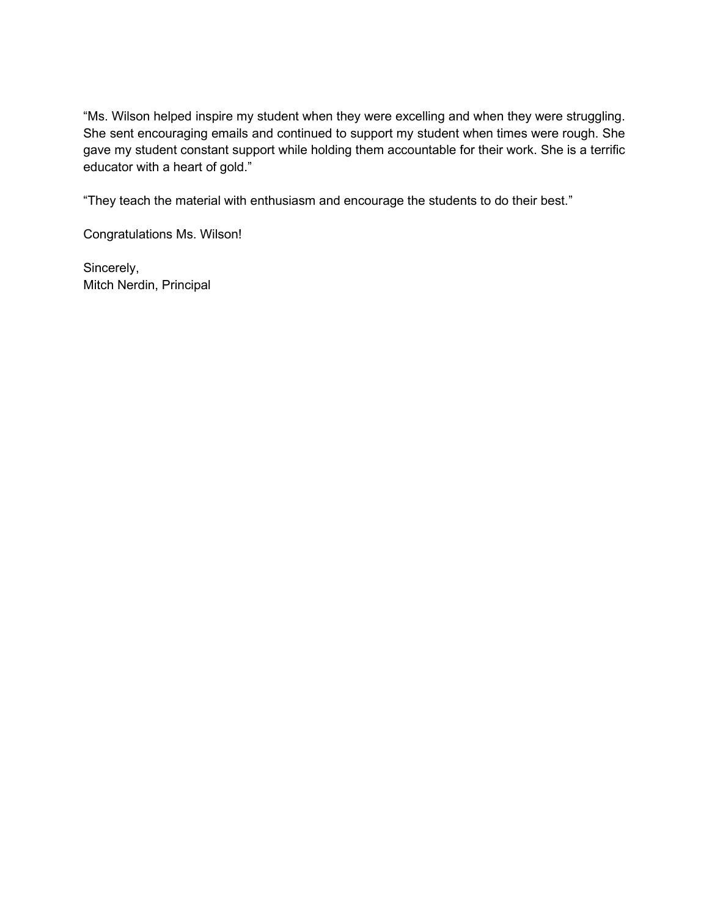"Ms. Wilson helped inspire my student when they were excelling and when they were struggling. She sent encouraging emails and continued to support my student when times were rough. She gave my student constant support while holding them accountable for their work. She is a terrific educator with a heart of gold."

"They teach the material with enthusiasm and encourage the students to do their best."

Congratulations Ms. Wilson!

Sincerely,
Mitch Nerdin, Principal